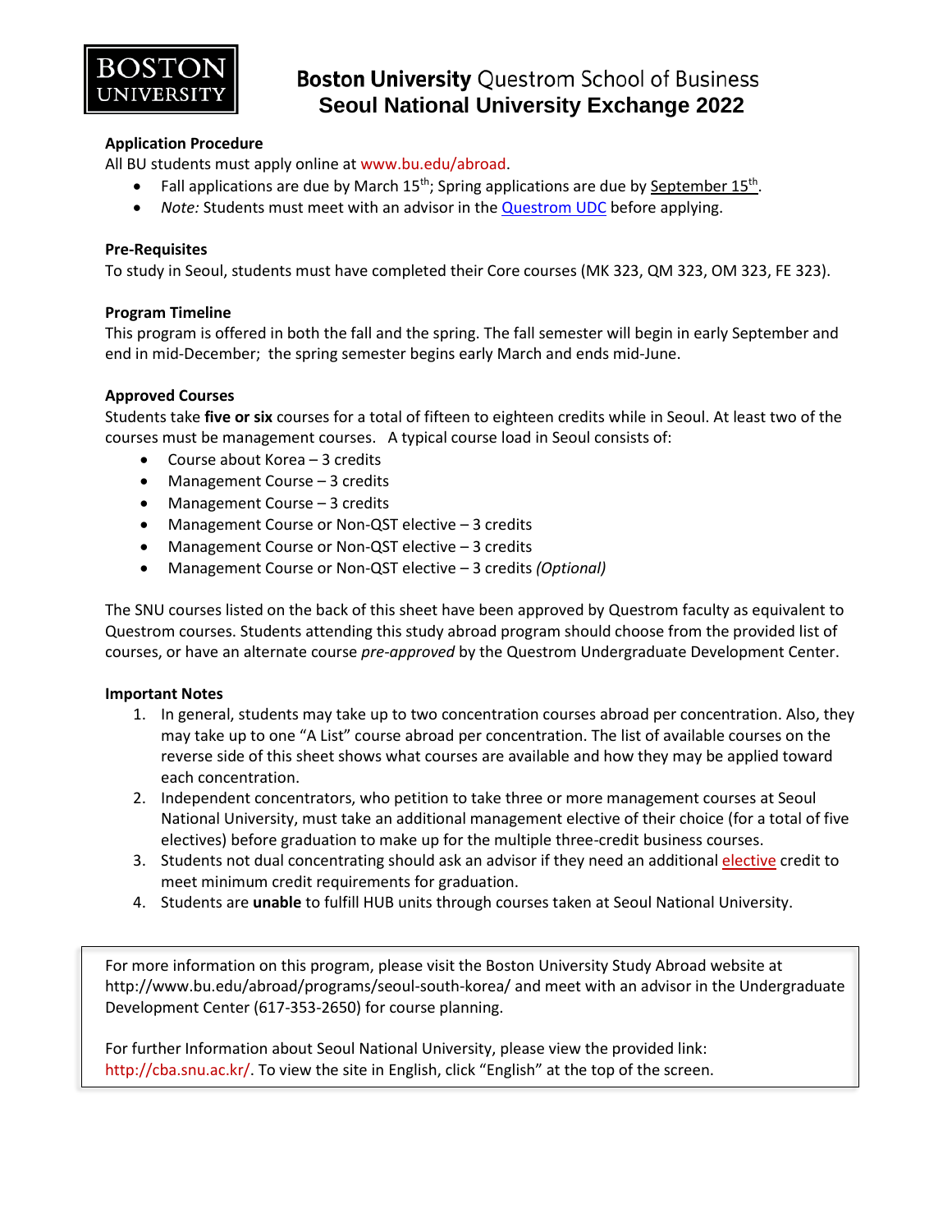# Boston University Questrom School of Business
# Seoul National University Exchange 2022

## Application Procedure

All BU students must apply online at www.bu.edu/abroad.

- Fall applications are due by March 15th; Spring applications are due by September 15th.
- *Note:* Students must meet with an advisor in the Questrom UDC before applying.

## Pre-Requisites

To study in Seoul, students must have completed their Core courses (MK 323, QM 323, OM 323, FE 323).

## Program Timeline

This program is offered in both the fall and the spring. The fall semester will begin in early September and end in mid-December; the spring semester begins early March and ends mid-June.

## Approved Courses

Students take **five or six** courses for a total of fifteen to eighteen credits while in Seoul. At least two of the courses must be management courses. A typical course load in Seoul consists of:

- Course about Korea – 3 credits
- Management Course – 3 credits
- Management Course – 3 credits
- Management Course or Non-QST elective – 3 credits
- Management Course or Non-QST elective – 3 credits
- Management Course or Non-QST elective – 3 credits *(Optional)*

The SNU courses listed on the back of this sheet have been approved by Questrom faculty as equivalent to Questrom courses. Students attending this study abroad program should choose from the provided list of courses, or have an alternate course *pre-approved* by the Questrom Undergraduate Development Center.

## Important Notes

1. In general, students may take up to two concentration courses abroad per concentration. Also, they may take up to one "A List" course abroad per concentration. The list of available courses on the reverse side of this sheet shows what courses are available and how they may be applied toward each concentration.
2. Independent concentrators, who petition to take three or more management courses at Seoul National University, must take an additional management elective of their choice (for a total of five electives) before graduation to make up for the multiple three-credit business courses.
3. Students not dual concentrating should ask an advisor if they need an additional elective credit to meet minimum credit requirements for graduation.
4. Students are **unable** to fulfill HUB units through courses taken at Seoul National University.

---

For more information on this program, please visit the Boston University Study Abroad website at http://www.bu.edu/abroad/programs/seoul-south-korea/ and meet with an advisor in the Undergraduate Development Center (617-353-2650) for course planning.

For further Information about Seoul National University, please view the provided link: http://cba.snu.ac.kr/. To view the site in English, click "English" at the top of the screen.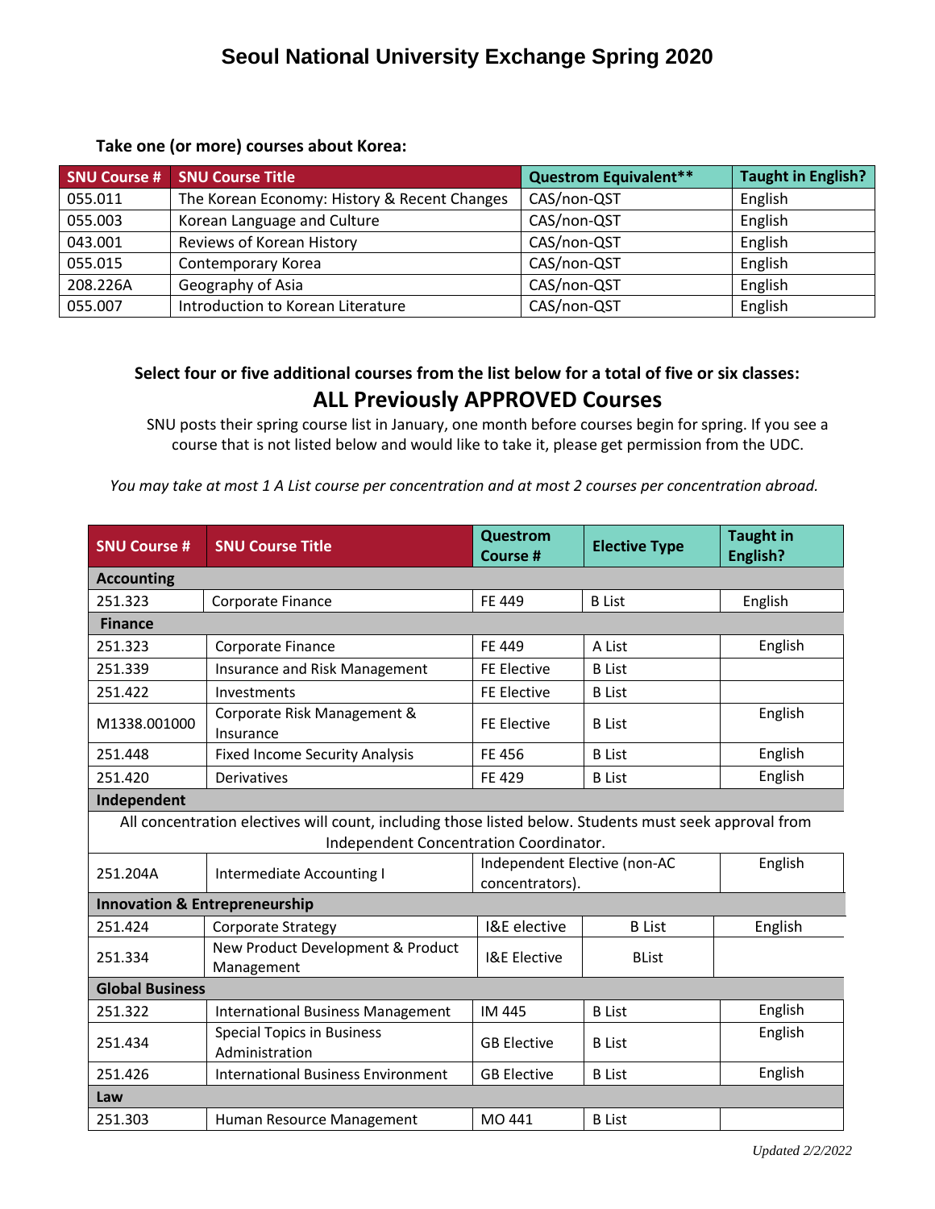# Seoul National University Exchange Spring 2020

**Take one (or more) courses about Korea:**

| SNU Course # | SNU Course Title | Questrom Equivalent** | Taught in English? |
|---|---|---|---|
| 055.011 | The Korean Economy: History & Recent Changes | CAS/non-QST | English |
| 055.003 | Korean Language and Culture | CAS/non-QST | English |
| 043.001 | Reviews of Korean History | CAS/non-QST | English |
| 055.015 | Contemporary Korea | CAS/non-QST | English |
| 208.226A | Geography of Asia | CAS/non-QST | English |
| 055.007 | Introduction to Korean Literature | CAS/non-QST | English |

**Select four or five additional courses from the list below for a total of five or six classes:**

## ALL Previously APPROVED Courses

SNU posts their spring course list in January, one month before courses begin for spring. If you see a course that is not listed below and would like to take it, please get permission from the UDC.

*You may take at most 1 A List course per concentration and at most 2 courses per concentration abroad.*

| SNU Course # | SNU Course Title | Questrom Course # | Elective Type | Taught in English? |
|---|---|---|---|---|
| **Accounting** | | | | |
| 251.323 | Corporate Finance | FE 449 | B List | English |
| **Finance** | | | | |
| 251.323 | Corporate Finance | FE 449 | A List | English |
| 251.339 | Insurance and Risk Management | FE Elective | B List | |
| 251.422 | Investments | FE Elective | B List | |
| M1338.001000 | Corporate Risk Management & Insurance | FE Elective | B List | English |
| 251.448 | Fixed Income Security Analysis | FE 456 | B List | English |
| 251.420 | Derivatives | FE 429 | B List | English |
| **Independent** | | | | |
| All concentration electives will count, including those listed below. Students must seek approval from Independent Concentration Coordinator. | | | | |
| 251.204A | Intermediate Accounting I | Independent Elective (non-AC concentrators). | | English |
| **Innovation & Entrepreneurship** | | | | |
| 251.424 | Corporate Strategy | I&E elective | B List | English |
| 251.334 | New Product Development & Product Management | I&E Elective | BList | |
| **Global Business** | | | | |
| 251.322 | International Business Management | IM 445 | B List | English |
| 251.434 | Special Topics in Business Administration | GB Elective | B List | English |
| 251.426 | International Business Environment | GB Elective | B List | English |
| **Law** | | | | |
| 251.303 | Human Resource Management | MO 441 | B List | |

*Updated 2/2/2022*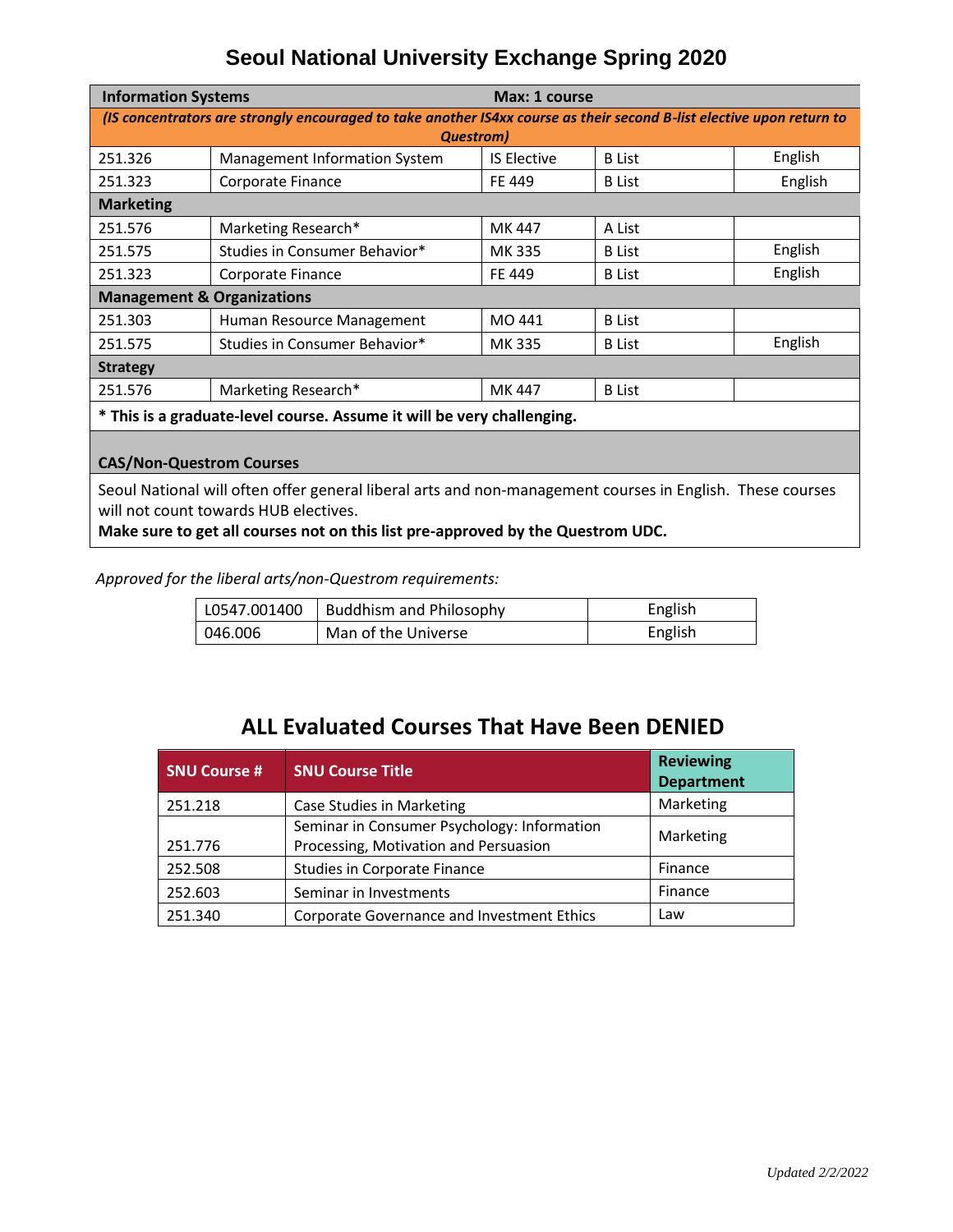# Seoul National University Exchange Spring 2020

| | | | | |
|---|---|---|---|---|
| **Information Systems** | | **Max: 1 course** | | |
| ***(IS concentrators are strongly encouraged to take another IS4xx course as their second B-list elective upon return to Questrom)*** | | | | |
| 251.326 | Management Information System | IS Elective | B List | English |
| 251.323 | Corporate Finance | FE 449 | B List | English |
| **Marketing** | | | | |
| 251.576 | Marketing Research* | MK 447 | A List | |
| 251.575 | Studies in Consumer Behavior* | MK 335 | B List | English |
| 251.323 | Corporate Finance | FE 449 | B List | English |
| **Management & Organizations** | | | | |
| 251.303 | Human Resource Management | MO 441 | B List | |
| 251.575 | Studies in Consumer Behavior* | MK 335 | B List | English |
| **Strategy** | | | | |
| 251.576 | Marketing Research* | MK 447 | B List | |
| **\* This is a graduate-level course. Assume it will be very challenging.** | | | | |

**CAS/Non-Questrom Courses**

Seoul National will often offer general liberal arts and non-management courses in English. These courses will not count towards HUB electives.
**Make sure to get all courses not on this list pre-approved by the Questrom UDC.**

*Approved for the liberal arts/non-Questrom requirements:*

| | | |
|---|---|---|
| L0547.001400 | Buddhism and Philosophy | English |
| 046.006 | Man of the Universe | English |

## ALL Evaluated Courses That Have Been DENIED

| SNU Course # | SNU Course Title | Reviewing Department |
|---|---|---|
| 251.218 | Case Studies in Marketing | Marketing |
| 251.776 | Seminar in Consumer Psychology: Information Processing, Motivation and Persuasion | Marketing |
| 252.508 | Studies in Corporate Finance | Finance |
| 252.603 | Seminar in Investments | Finance |
| 251.340 | Corporate Governance and Investment Ethics | Law |

*Updated 2/2/2022*